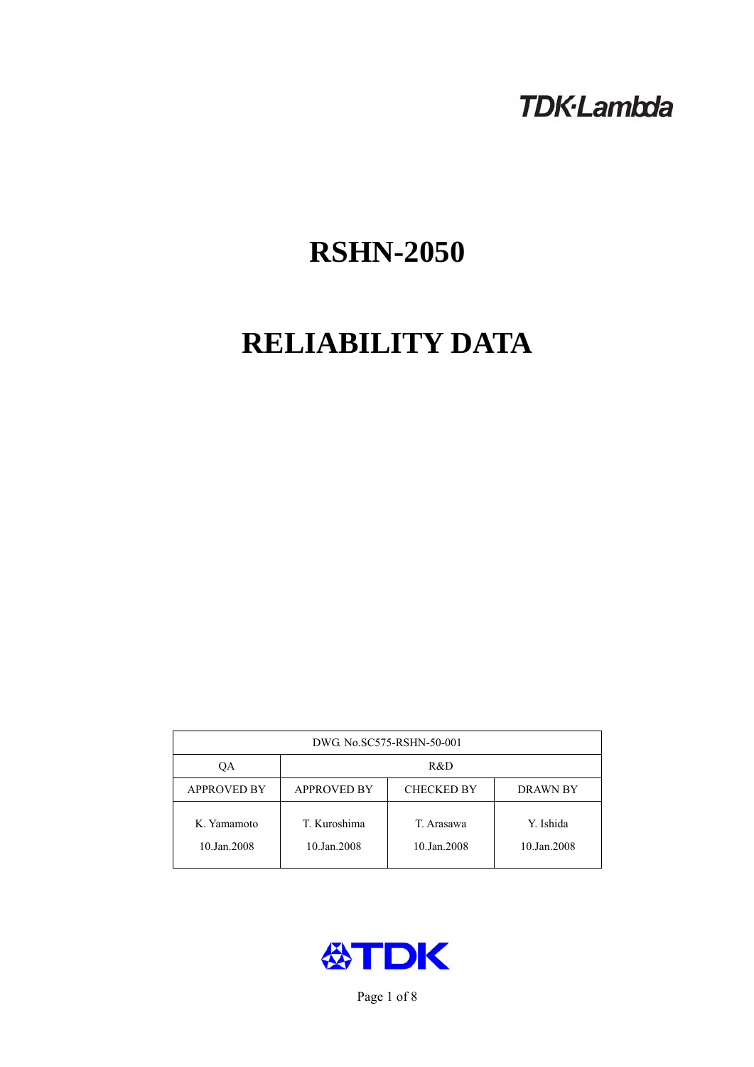TDK·Lambda

# RSHN-2050

# RELIABILITY DATA

| DWG. No.SC575-RSHN-50-001 | | | |
|---|---|---|---|
| QA | R&D | | |
| APPROVED BY | APPROVED BY | CHECKED BY | DRAWN BY |
| K. Yamamoto<br>10.Jan.2008 | T. Kuroshima<br>10.Jan.2008 | T. Arasawa<br>10.Jan.2008 | Y. Ishida<br>10.Jan.2008 |

TDK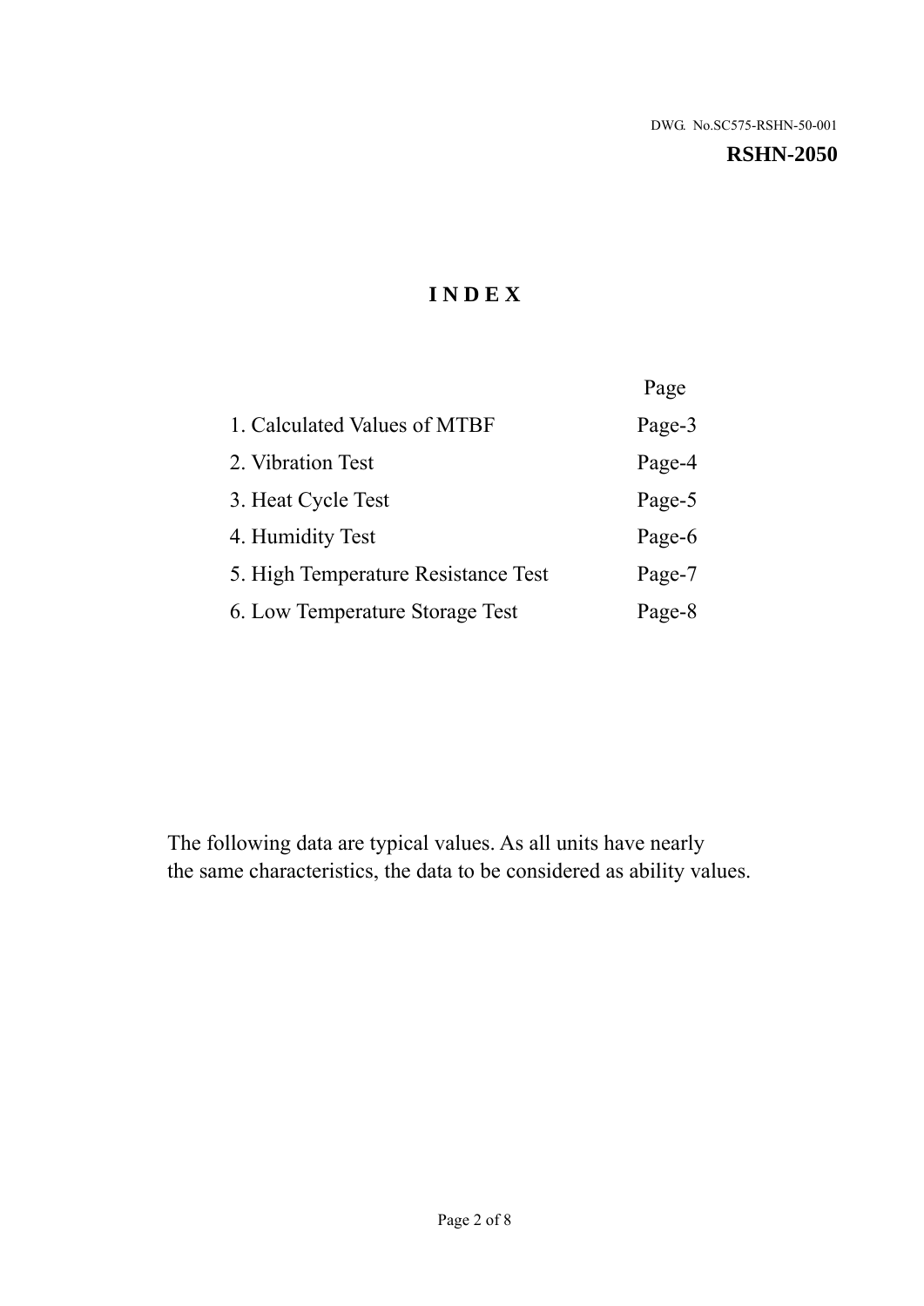DWG. No.SC575-RSHN-50-001

**RSHN-2050**

# INDEX

| | Page |
|---|---|
| 1. Calculated Values of MTBF | Page-3 |
| 2. Vibration Test | Page-4 |
| 3. Heat Cycle Test | Page-5 |
| 4. Humidity Test | Page-6 |
| 5. High Temperature Resistance Test | Page-7 |
| 6. Low Temperature Storage Test | Page-8 |

The following data are typical values. As all units have nearly the same characteristics, the data to be considered as ability values.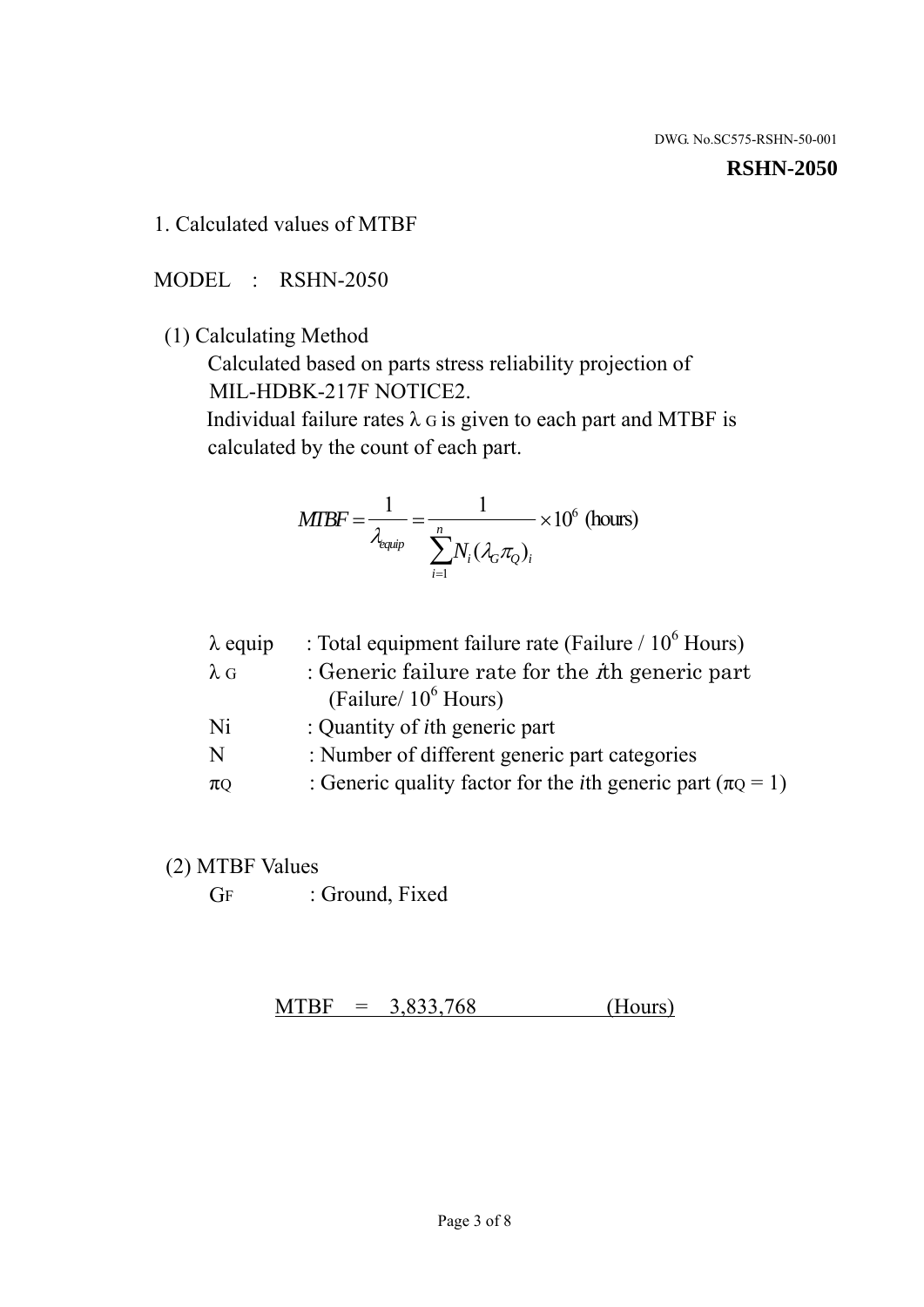DWG. No.SC575-RSHN-50-001

**RSHN-2050**

## 1. Calculated values of MTBF

MODEL : RSHN-2050

(1) Calculating Method

Calculated based on parts stress reliability projection of MIL-HDBK-217F NOTICE2.

Individual failure rates $\lambda_G$ is given to each part and MTBF is calculated by the count of each part.

$$MTBF = \frac{1}{\lambda_{equip}} = \frac{1}{\sum_{i=1}^{n} N_i (\lambda_G \pi_Q)_i} \times 10^6 \text{ (hours)}$$

| | |
|---|---|
| $\lambda$ equip | : Total equipment failure rate (Failure / $10^6$ Hours) |
| $\lambda_G$ | : Generic failure rate for the *i*th generic part (Failure/ $10^6$ Hours) |
| Ni | : Quantity of *i*th generic part |
| N | : Number of different generic part categories |
| $\pi_Q$ | : Generic quality factor for the *i*th generic part ($\pi_Q = 1$) |

(2) MTBF Values

$G_F$ : Ground, Fixed

MTBF = 3,833,768 (Hours)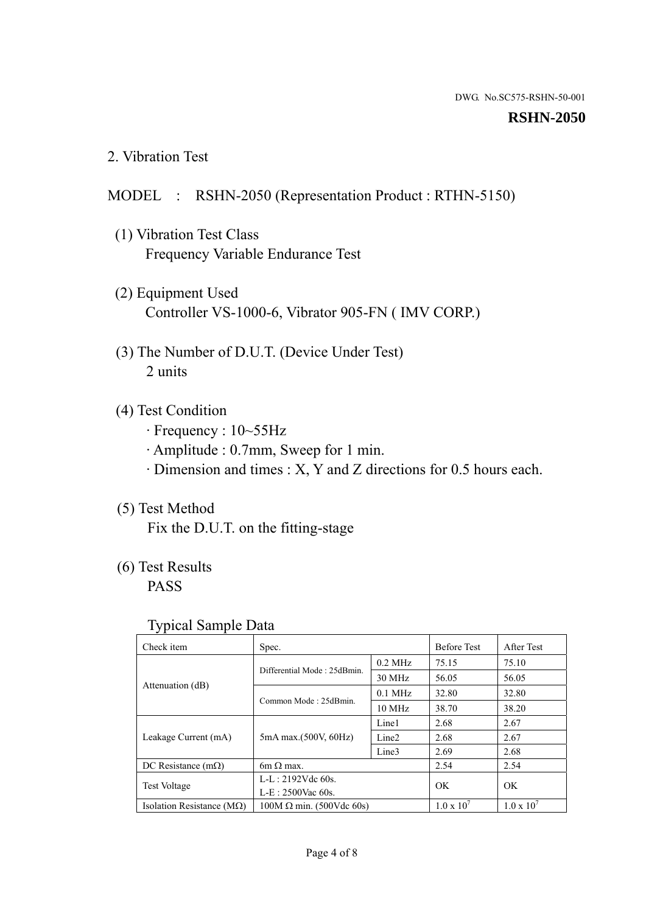DWG. No.SC575-RSHN-50-001

**RSHN-2050**

## 2. Vibration Test

MODEL : RSHN-2050 (Representation Product : RTHN-5150)

(1) Vibration Test Class
Frequency Variable Endurance Test

(2) Equipment Used
Controller VS-1000-6, Vibrator 905-FN ( IMV CORP.)

(3) The Number of D.U.T. (Device Under Test)
2 units

(4) Test Condition
· Frequency : 10~55Hz
· Amplitude : 0.7mm, Sweep for 1 min.
· Dimension and times : X, Y and Z directions for 0.5 hours each.

(5) Test Method
Fix the D.U.T. on the fitting-stage

(6) Test Results
PASS

Typical Sample Data

| Check item | Spec. | | Before Test | After Test |
|---|---|---|---|---|
| Attenuation (dB) | Differential Mode : 25dBmin. | 0.2 MHz | 75.15 | 75.10 |
| | | 30 MHz | 56.05 | 56.05 |
| | Common Mode : 25dBmin. | 0.1 MHz | 32.80 | 32.80 |
| | | 10 MHz | 38.70 | 38.20 |
| Leakage Current (mA) | 5mA max.(500V, 60Hz) | Line1 | 2.68 | 2.67 |
| | | Line2 | 2.68 | 2.67 |
| | | Line3 | 2.69 | 2.68 |
| DC Resistance (mΩ) | 6m Ω max. | | 2.54 | 2.54 |
| Test Voltage | L-L : 2192Vdc 60s.<br>L-E : 2500Vac 60s. | | OK | OK |
| Isolation Resistance (MΩ) | 100M Ω min. (500Vdc 60s) | | $1.0 \times 10^7$ | $1.0 \times 10^7$ |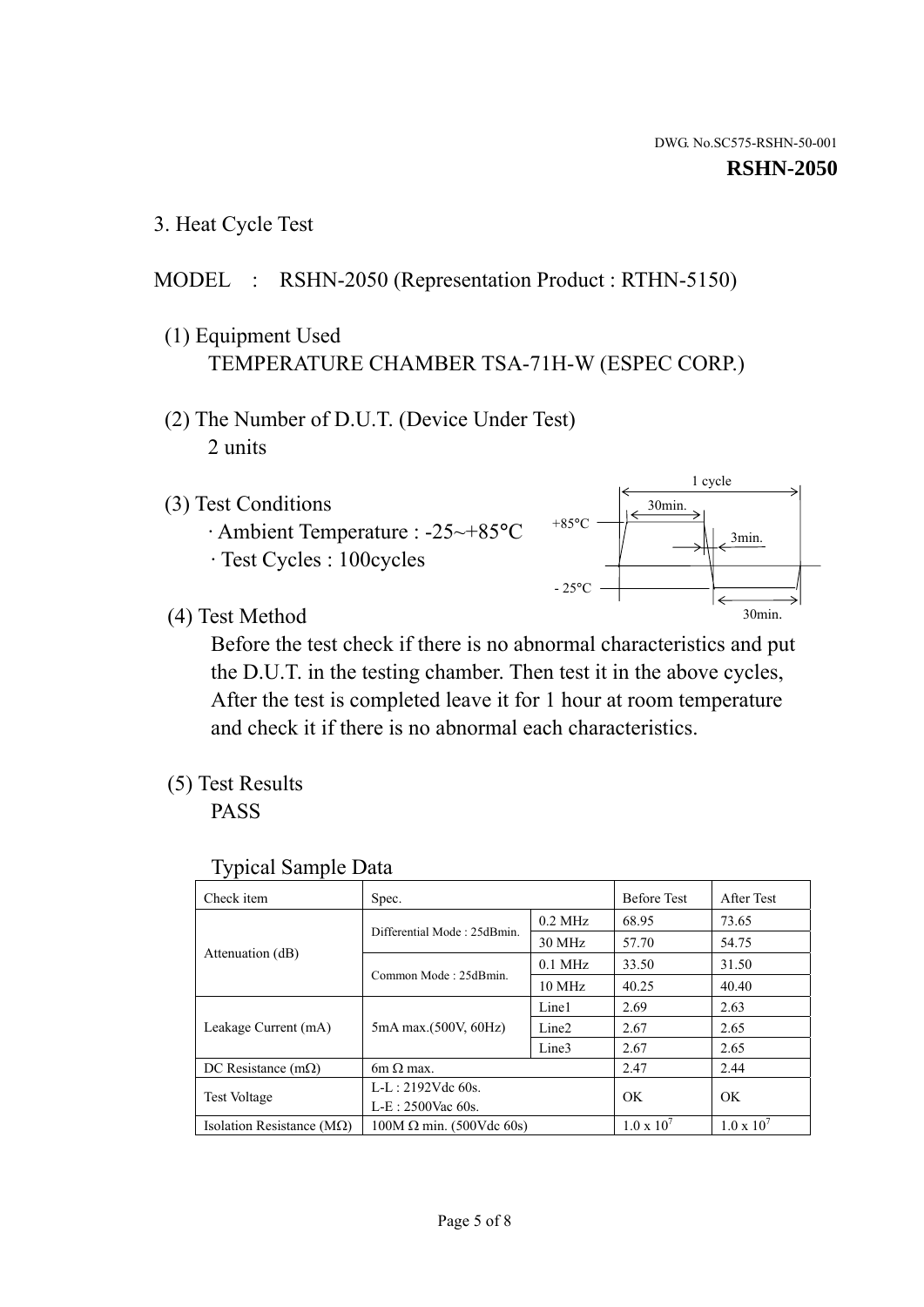DWG. No.SC575-RSHN-50-001

**RSHN-2050**

## 3. Heat Cycle Test

MODEL : RSHN-2050 (Representation Product : RTHN-5150)

(1) Equipment Used

TEMPERATURE CHAMBER TSA-71H-W (ESPEC CORP.)

(2) The Number of D.U.T. (Device Under Test)

2 units

(3) Test Conditions

· Ambient Temperature : -25~+85°C

· Test Cycles : 100cycles

1 cycle: +85°C 30min., 3min., -25°C 30min.

(4) Test Method

Before the test check if there is no abnormal characteristics and put the D.U.T. in the testing chamber. Then test it in the above cycles, After the test is completed leave it for 1 hour at room temperature and check it if there is no abnormal each characteristics.

(5) Test Results

PASS

Typical Sample Data

| Check item | Spec. | | Before Test | After Test |
|---|---|---|---|---|
| Attenuation (dB) | Differential Mode : 25dBmin. | 0.2 MHz | 68.95 | 73.65 |
| | | 30 MHz | 57.70 | 54.75 |
| | Common Mode : 25dBmin. | 0.1 MHz | 33.50 | 31.50 |
| | | 10 MHz | 40.25 | 40.40 |
| Leakage Current (mA) | 5mA max.(500V, 60Hz) | Line1 | 2.69 | 2.63 |
| | | Line2 | 2.67 | 2.65 |
| | | Line3 | 2.67 | 2.65 |
| DC Resistance (mΩ) | 6m Ω max. | | 2.47 | 2.44 |
| Test Voltage | L-L : 2192Vdc 60s.<br>L-E : 2500Vac 60s. | | OK | OK |
| Isolation Resistance (MΩ) | 100M Ω min. (500Vdc 60s) | | $1.0 \times 10^7$ | $1.0 \times 10^7$ |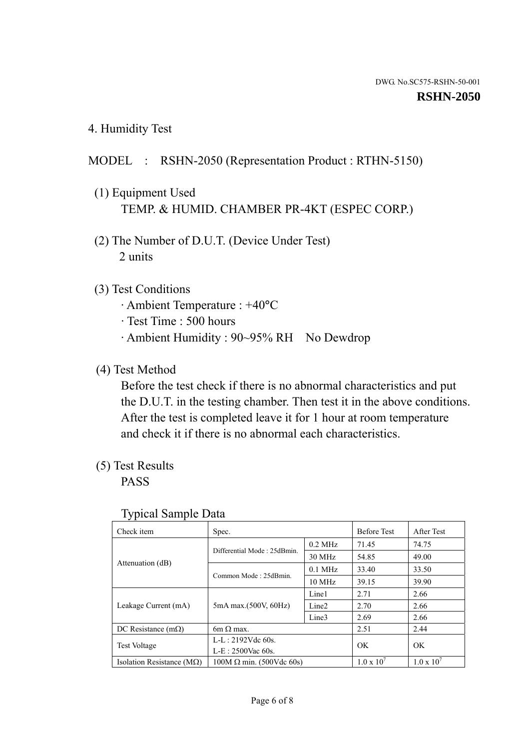DWG. No.SC575-RSHN-50-001

**RSHN-2050**

## 4. Humidity Test

MODEL : RSHN-2050 (Representation Product : RTHN-5150)

(1) Equipment Used
TEMP. & HUMID. CHAMBER PR-4KT (ESPEC CORP.)

(2) The Number of D.U.T. (Device Under Test)
2 units

(3) Test Conditions
- Ambient Temperature : +40°C
- Test Time : 500 hours
- Ambient Humidity : 90~95% RH No Dewdrop

(4) Test Method
Before the test check if there is no abnormal characteristics and put the D.U.T. in the testing chamber. Then test it in the above conditions. After the test is completed leave it for 1 hour at room temperature and check it if there is no abnormal each characteristics.

(5) Test Results
PASS

Typical Sample Data

| Check item | Spec. | | Before Test | After Test |
|---|---|---|---|---|
| Attenuation (dB) | Differential Mode : 25dBmin. | 0.2 MHz | 71.45 | 74.75 |
| | | 30 MHz | 54.85 | 49.00 |
| | Common Mode : 25dBmin. | 0.1 MHz | 33.40 | 33.50 |
| | | 10 MHz | 39.15 | 39.90 |
| Leakage Current (mA) | 5mA max.(500V, 60Hz) | Line1 | 2.71 | 2.66 |
| | | Line2 | 2.70 | 2.66 |
| | | Line3 | 2.69 | 2.66 |
| DC Resistance (mΩ) | 6m Ω max. | | 2.51 | 2.44 |
| Test Voltage | L-L : 2192Vdc 60s.<br>L-E : 2500Vac 60s. | | OK | OK |
| Isolation Resistance (MΩ) | 100M Ω min. (500Vdc 60s) | | $1.0 \times 10^7$ | $1.0 \times 10^7$ |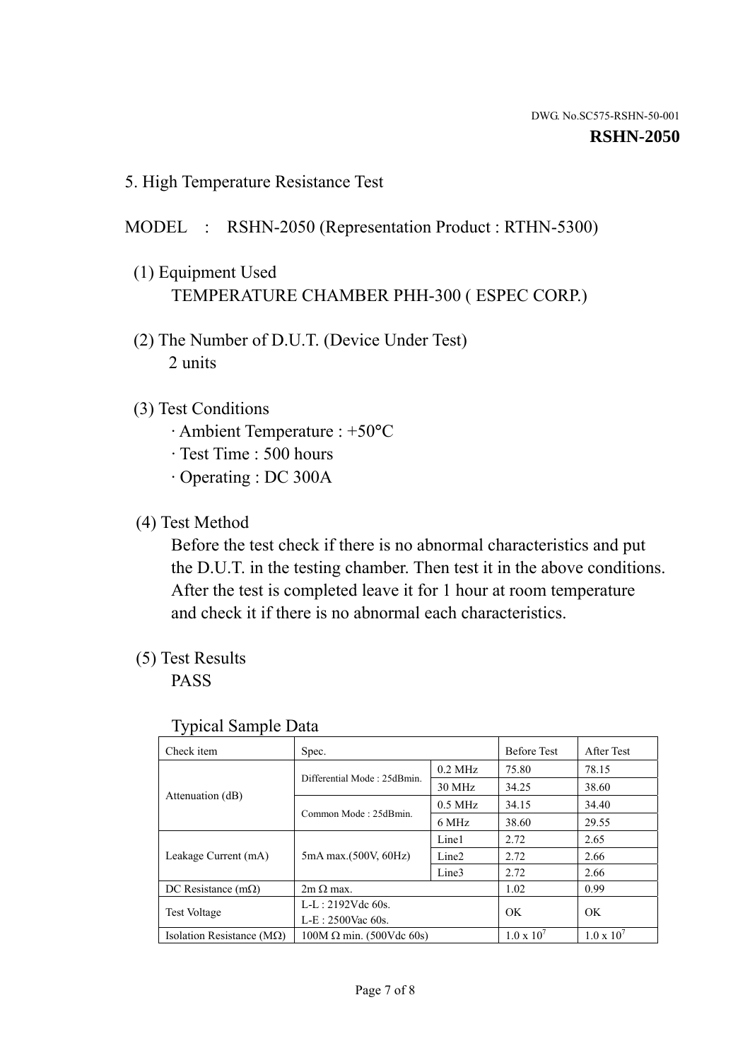DWG. No.SC575-RSHN-50-001

**RSHN-2050**

## 5. High Temperature Resistance Test

MODEL : RSHN-2050 (Representation Product : RTHN-5300)

(1) Equipment Used

TEMPERATURE CHAMBER PHH-300 ( ESPEC CORP.)

(2) The Number of D.U.T. (Device Under Test)

2 units

(3) Test Conditions

- Ambient Temperature : +50°C
- Test Time : 500 hours
- Operating : DC 300A

(4) Test Method

Before the test check if there is no abnormal characteristics and put the D.U.T. in the testing chamber. Then test it in the above conditions. After the test is completed leave it for 1 hour at room temperature and check it if there is no abnormal each characteristics.

(5) Test Results

PASS

Typical Sample Data

| Check item | Spec. | | Before Test | After Test |
|---|---|---|---|---|
| Attenuation (dB) | Differential Mode : 25dBmin. | 0.2 MHz | 75.80 | 78.15 |
| | | 30 MHz | 34.25 | 38.60 |
| | Common Mode : 25dBmin. | 0.5 MHz | 34.15 | 34.40 |
| | | 6 MHz | 38.60 | 29.55 |
| Leakage Current (mA) | 5mA max.(500V, 60Hz) | Line1 | 2.72 | 2.65 |
| | | Line2 | 2.72 | 2.66 |
| | | Line3 | 2.72 | 2.66 |
| DC Resistance (mΩ) | 2m Ω max. | | 1.02 | 0.99 |
| Test Voltage | L-L : 2192Vdc 60s. L-E : 2500Vac 60s. | | OK | OK |
| Isolation Resistance (MΩ) | 100M Ω min. (500Vdc 60s) | | $1.0 \times 10^7$ | $1.0 \times 10^7$ |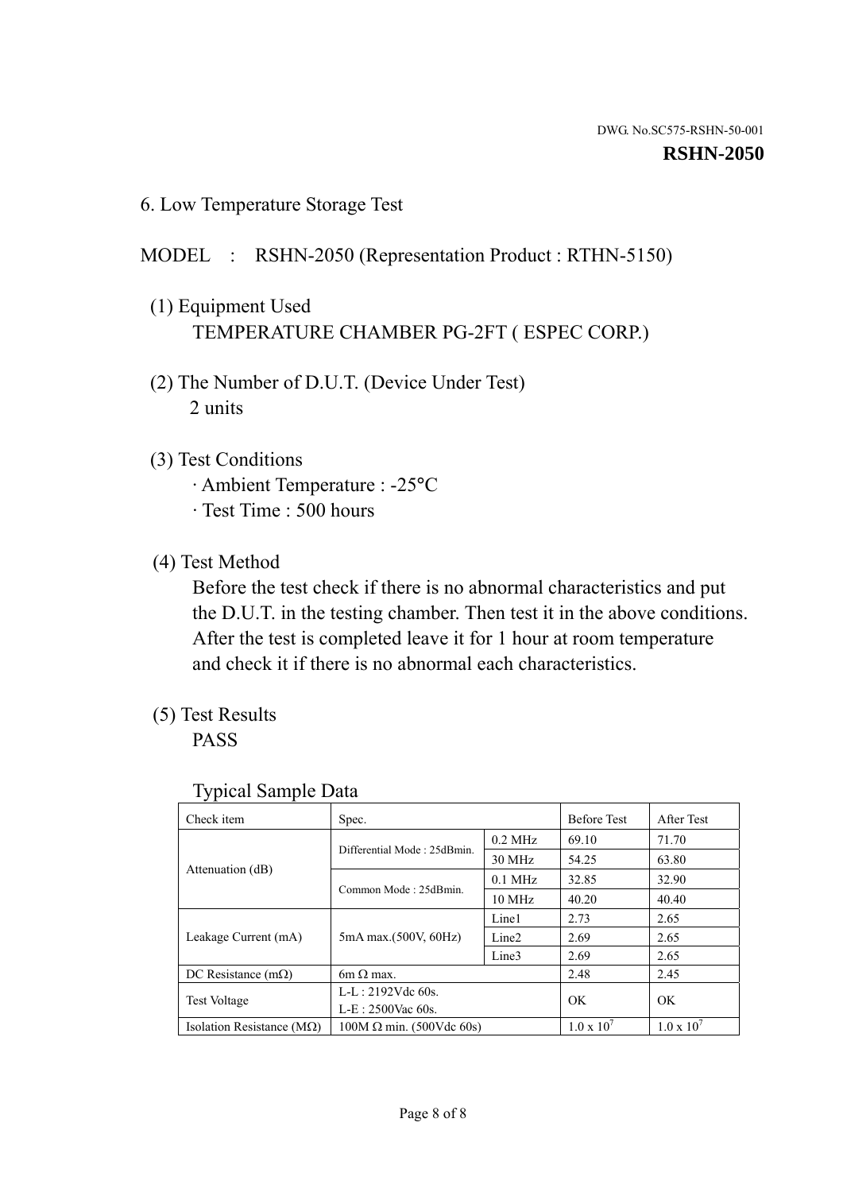DWG. No.SC575-RSHN-50-001

**RSHN-2050**

## 6. Low Temperature Storage Test

MODEL : RSHN-2050 (Representation Product : RTHN-5150)

(1) Equipment Used
TEMPERATURE CHAMBER PG-2FT ( ESPEC CORP.)

(2) The Number of D.U.T. (Device Under Test)
2 units

(3) Test Conditions
· Ambient Temperature : -25°C
· Test Time : 500 hours

(4) Test Method
Before the test check if there is no abnormal characteristics and put the D.U.T. in the testing chamber. Then test it in the above conditions. After the test is completed leave it for 1 hour at room temperature and check it if there is no abnormal each characteristics.

(5) Test Results
PASS

Typical Sample Data

| Check item | Spec. | | Before Test | After Test |
|---|---|---|---|---|
| Attenuation (dB) | Differential Mode : 25dBmin. | 0.2 MHz | 69.10 | 71.70 |
| | | 30 MHz | 54.25 | 63.80 |
| | Common Mode : 25dBmin. | 0.1 MHz | 32.85 | 32.90 |
| | | 10 MHz | 40.20 | 40.40 |
| Leakage Current (mA) | 5mA max.(500V, 60Hz) | Line1 | 2.73 | 2.65 |
| | | Line2 | 2.69 | 2.65 |
| | | Line3 | 2.69 | 2.65 |
| DC Resistance (mΩ) | 6m Ω max. | | 2.48 | 2.45 |
| Test Voltage | L-L : 2192Vdc 60s. L-E : 2500Vac 60s. | | OK | OK |
| Isolation Resistance (MΩ) | 100M Ω min. (500Vdc 60s) | | $1.0 \times 10^7$ | $1.0 \times 10^7$ |